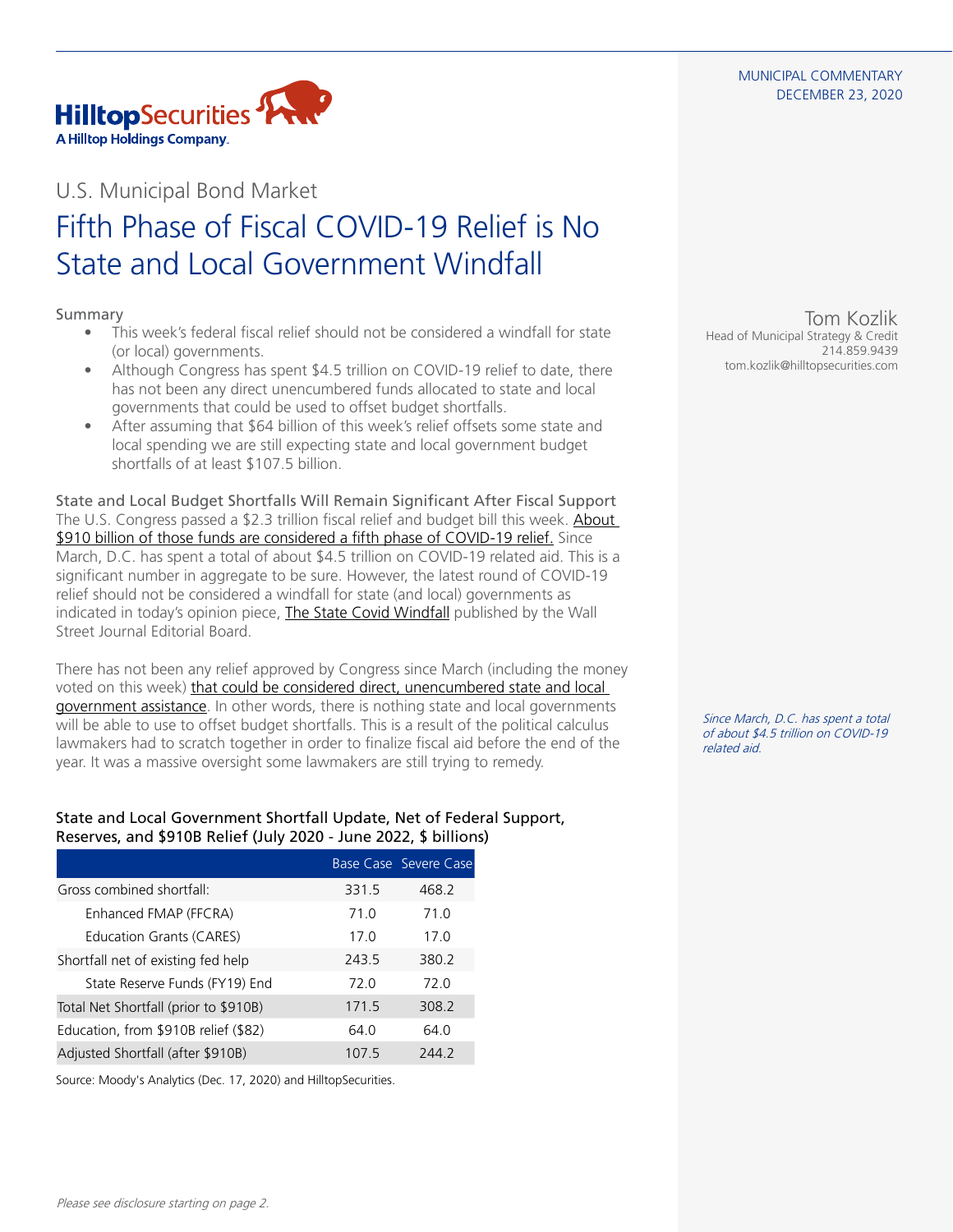MUNICIPAL COMMENTARY
DECEMBER 23, 2020

HilltopSecurities
A Hilltop Holdings Company.

U.S. Municipal Bond Market

# Fifth Phase of Fiscal COVID-19 Relief is No State and Local Government Windfall

Tom Kozlik
Head of Municipal Strategy & Credit
214.859.9439
tom.kozlik@hilltopsecurities.com

## Summary

- This week's federal fiscal relief should not be considered a windfall for state (or local) governments.
- Although Congress has spent $4.5 trillion on COVID-19 relief to date, there has not been any direct unencumbered funds allocated to state and local governments that could be used to offset budget shortfalls.
- After assuming that $64 billion of this week's relief offsets some state and local spending we are still expecting state and local government budget shortfalls of at least $107.5 billion.

## State and Local Budget Shortfalls Will Remain Significant After Fiscal Support

The U.S. Congress passed a $2.3 trillion fiscal relief and budget bill this week. About $910 billion of those funds are considered a fifth phase of COVID-19 relief. Since March, D.C. has spent a total of about $4.5 trillion on COVID-19 related aid. This is a significant number in aggregate to be sure. However, the latest round of COVID-19 relief should not be considered a windfall for state (and local) governments as indicated in today's opinion piece, The State Covid Windfall published by the Wall Street Journal Editorial Board.

There has not been any relief approved by Congress since March (including the money voted on this week) that could be considered direct, unencumbered state and local government assistance. In other words, there is nothing state and local governments will be able to use to offset budget shortfalls. This is a result of the political calculus lawmakers had to scratch together in order to finalize fiscal aid before the end of the year. It was a massive oversight some lawmakers are still trying to remedy.

*Since March, D.C. has spent a total of about $4.5 trillion on COVID-19 related aid.*

### State and Local Government Shortfall Update, Net of Federal Support, Reserves, and $910B Relief (July 2020 - June 2022, $ billions)

| | Base Case | Severe Case |
|---|---|---|
| Gross combined shortfall: | 331.5 | 468.2 |
| Enhanced FMAP (FFCRA) | 71.0 | 71.0 |
| Education Grants (CARES) | 17.0 | 17.0 |
| Shortfall net of existing fed help | 243.5 | 380.2 |
| State Reserve Funds (FY19) End | 72.0 | 72.0 |
| Total Net Shortfall (prior to $910B) | 171.5 | 308.2 |
| Education, from $910B relief ($82) | 64.0 | 64.0 |
| Adjusted Shortfall (after $910B) | 107.5 | 244.2 |

Source: Moody's Analytics (Dec. 17, 2020) and HilltopSecurities.

*Please see disclosure starting on page 2.*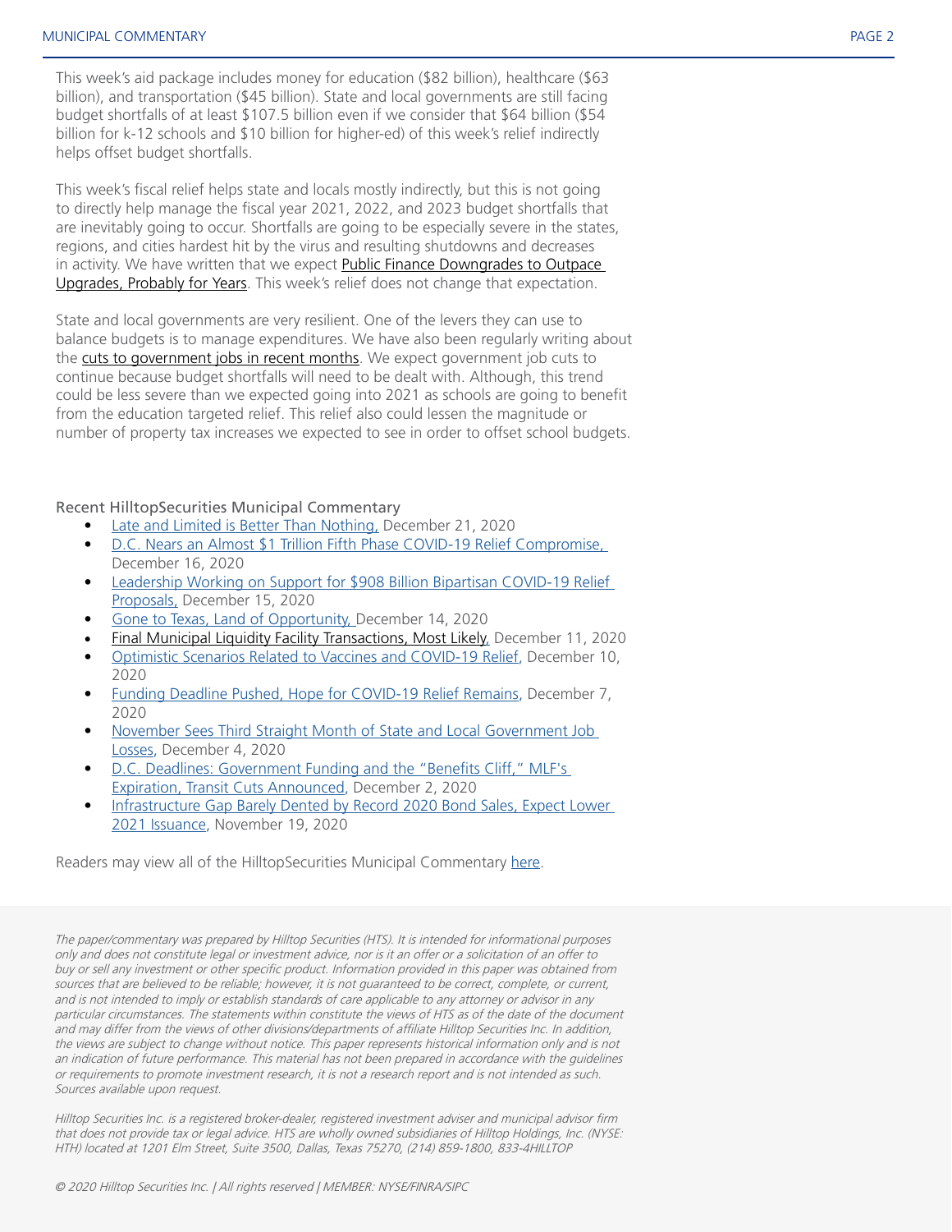This week's aid package includes money for education ($82 billion), healthcare ($63 billion), and transportation ($45 billion). State and local governments are still facing budget shortfalls of at least $107.5 billion even if we consider that $64 billion ($54 billion for k-12 schools and $10 billion for higher-ed) of this week's relief indirectly helps offset budget shortfalls.

This week's fiscal relief helps state and locals mostly indirectly, but this is not going to directly help manage the fiscal year 2021, 2022, and 2023 budget shortfalls that are inevitably going to occur. Shortfalls are going to be especially severe in the states, regions, and cities hardest hit by the virus and resulting shutdowns and decreases in activity. We have written that we expect Public Finance Downgrades to Outpace Upgrades, Probably for Years. This week's relief does not change that expectation.

State and local governments are very resilient. One of the levers they can use to balance budgets is to manage expenditures. We have also been regularly writing about the cuts to government jobs in recent months. We expect government job cuts to continue because budget shortfalls will need to be dealt with. Although, this trend could be less severe than we expected going into 2021 as schools are going to benefit from the education targeted relief. This relief also could lessen the magnitude or number of property tax increases we expected to see in order to offset school budgets.

Recent HilltopSecurities Municipal Commentary

- Late and Limited is Better Than Nothing, December 21, 2020
- D.C. Nears an Almost $1 Trillion Fifth Phase COVID-19 Relief Compromise, December 16, 2020
- Leadership Working on Support for $908 Billion Bipartisan COVID-19 Relief Proposals, December 15, 2020
- Gone to Texas, Land of Opportunity, December 14, 2020
- Final Municipal Liquidity Facility Transactions, Most Likely, December 11, 2020
- Optimistic Scenarios Related to Vaccines and COVID-19 Relief, December 10, 2020
- Funding Deadline Pushed, Hope for COVID-19 Relief Remains, December 7, 2020
- November Sees Third Straight Month of State and Local Government Job Losses, December 4, 2020
- D.C. Deadlines: Government Funding and the "Benefits Cliff," MLF's Expiration, Transit Cuts Announced, December 2, 2020
- Infrastructure Gap Barely Dented by Record 2020 Bond Sales, Expect Lower 2021 Issuance, November 19, 2020

Readers may view all of the HilltopSecurities Municipal Commentary here.

*The paper/commentary was prepared by Hilltop Securities (HTS). It is intended for informational purposes only and does not constitute legal or investment advice, nor is it an offer or a solicitation of an offer to buy or sell any investment or other specific product. Information provided in this paper was obtained from sources that are believed to be reliable; however, it is not guaranteed to be correct, complete, or current, and is not intended to imply or establish standards of care applicable to any attorney or advisor in any particular circumstances. The statements within constitute the views of HTS as of the date of the document and may differ from the views of other divisions/departments of affiliate Hilltop Securities Inc. In addition, the views are subject to change without notice. This paper represents historical information only and is not an indication of future performance. This material has not been prepared in accordance with the guidelines or requirements to promote investment research, it is not a research report and is not intended as such. Sources available upon request.*

*Hilltop Securities Inc. is a registered broker-dealer, registered investment adviser and municipal advisor firm that does not provide tax or legal advice. HTS are wholly owned subsidiaries of Hilltop Holdings, Inc. (NYSE: HTH) located at 1201 Elm Street, Suite 3500, Dallas, Texas 75270, (214) 859-1800, 833-4HILLTOP*

*© 2020 Hilltop Securities Inc. | All rights reserved | MEMBER: NYSE/FINRA/SIPC*